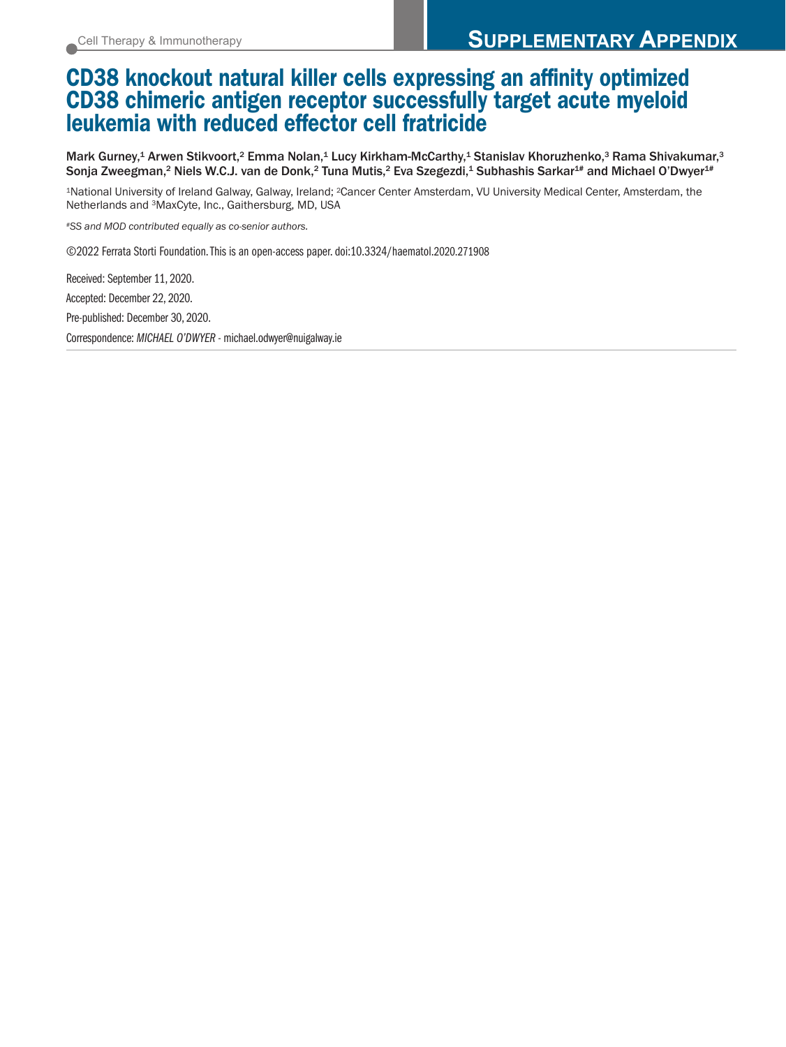Cell Therapy & Immunotherapy

**SUPPLEMENTARY APPENDIX**

# CD38 knockout natural killer cells expressing an affinity optimized CD38 chimeric antigen receptor successfully target acute myeloid leukemia with reduced effector cell fratricide

Mark Gurney,[1] Arwen Stikvoort,[2] Emma Nolan,[1] Lucy Kirkham-McCarthy,[1] Stanislav Khoruzhenko,[3] Rama Shivakumar,[3] Sonja Zweegman,[2] Niels W.C.J. van de Donk,[2] Tuna Mutis,[2] Eva Szegezdi,[1] Subhashis Sarkar[1#] and Michael O'Dwyer[1#]

[1]National University of Ireland Galway, Galway, Ireland; [2]Cancer Center Amsterdam, VU University Medical Center, Amsterdam, the Netherlands and [3]MaxCyte, Inc., Gaithersburg, MD, USA

*[#]SS and MOD contributed equally as co-senior authors.*

©2022 Ferrata Storti Foundation. This is an open-access paper. doi:10.3324/haematol.2020.271908

Received: September 11, 2020.

Accepted: December 22, 2020.

Pre-published: December 30, 2020.

Correspondence: *MICHAEL O'DWYER* - michael.odwyer@nuigalway.ie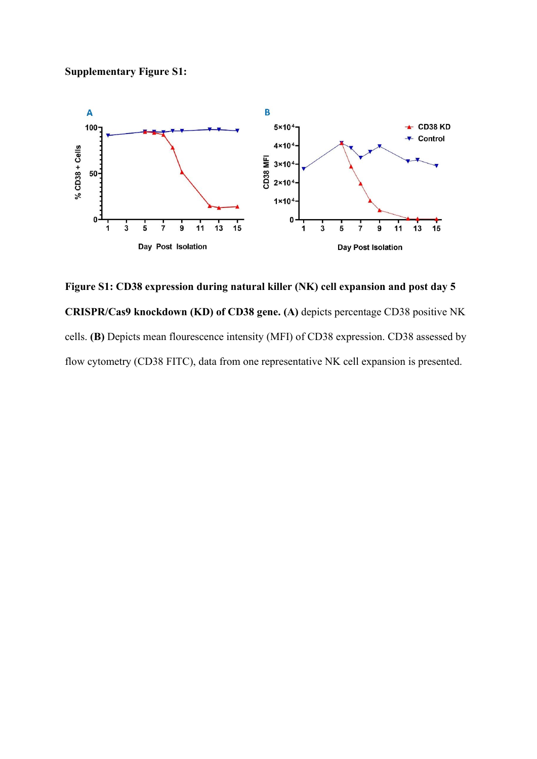**Supplementary Figure S1:**

**Figure S1: CD38 expression during natural killer (NK) cell expansion and post day 5 CRISPR/Cas9 knockdown (KD) of CD38 gene. (A)** depicts percentage CD38 positive NK cells. **(B)** Depicts mean flourescence intensity (MFI) of CD38 expression. CD38 assessed by flow cytometry (CD38 FITC), data from one representative NK cell expansion is presented.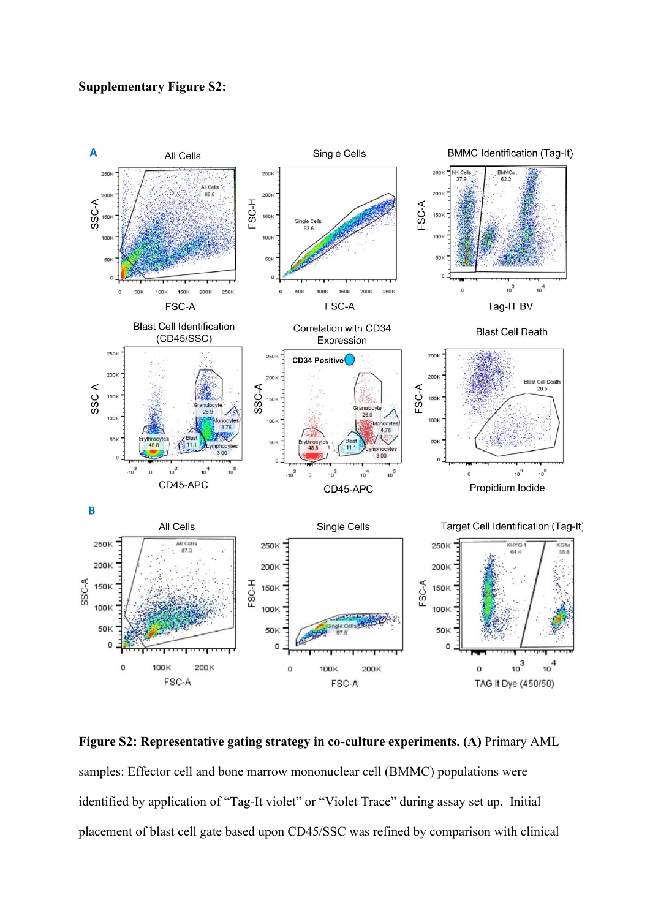**Supplementary Figure S2:**

**Figure S2: Representative gating strategy in co-culture experiments. (A)** Primary AML samples: Effector cell and bone marrow mononuclear cell (BMMC) populations were identified by application of “Tag-It violet” or “Violet Trace” during assay set up. Initial placement of blast cell gate based upon CD45/SSC was refined by comparison with clinical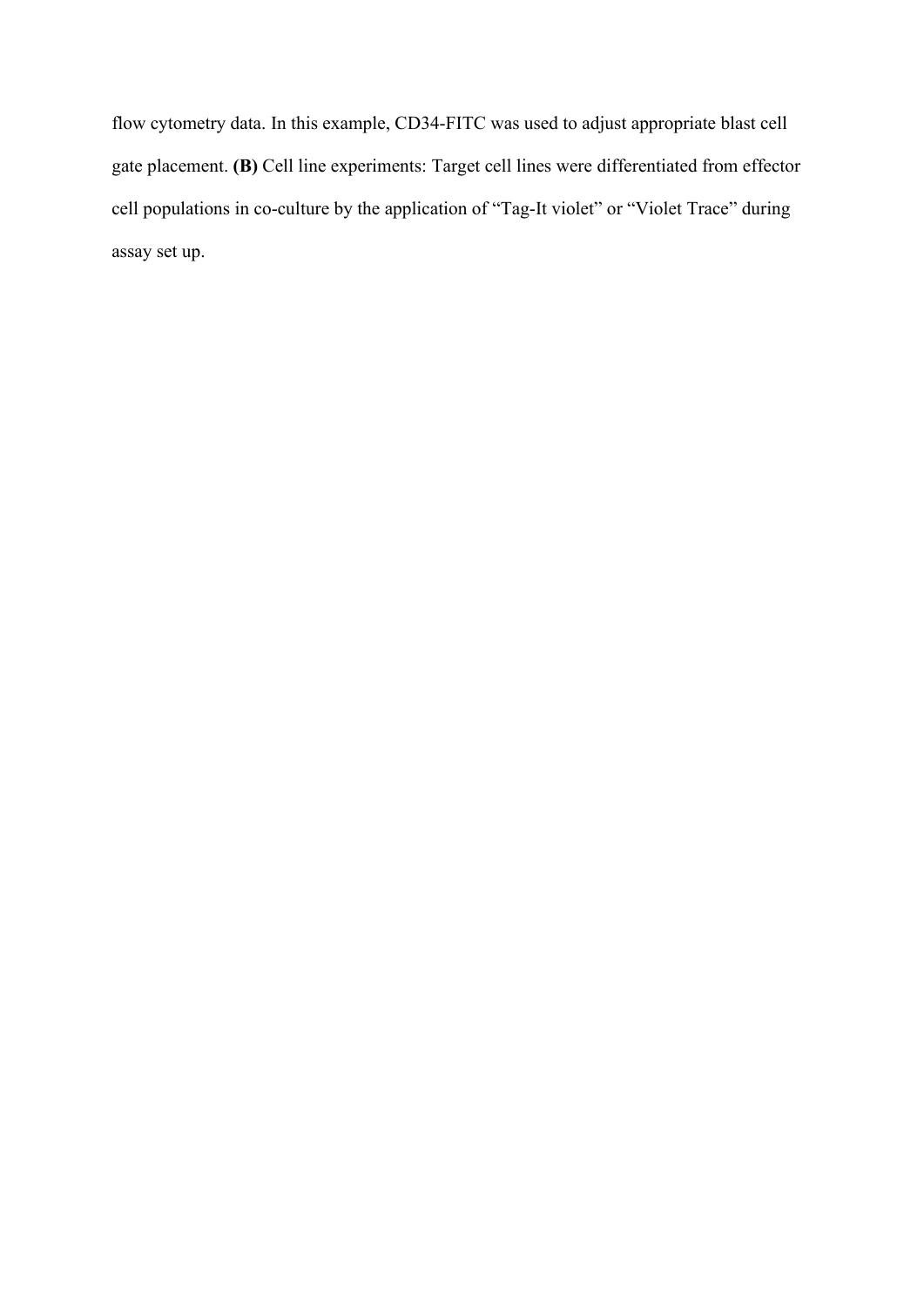flow cytometry data. In this example, CD34-FITC was used to adjust appropriate blast cell gate placement. **(B)** Cell line experiments: Target cell lines were differentiated from effector cell populations in co-culture by the application of “Tag-It violet” or “Violet Trace” during assay set up.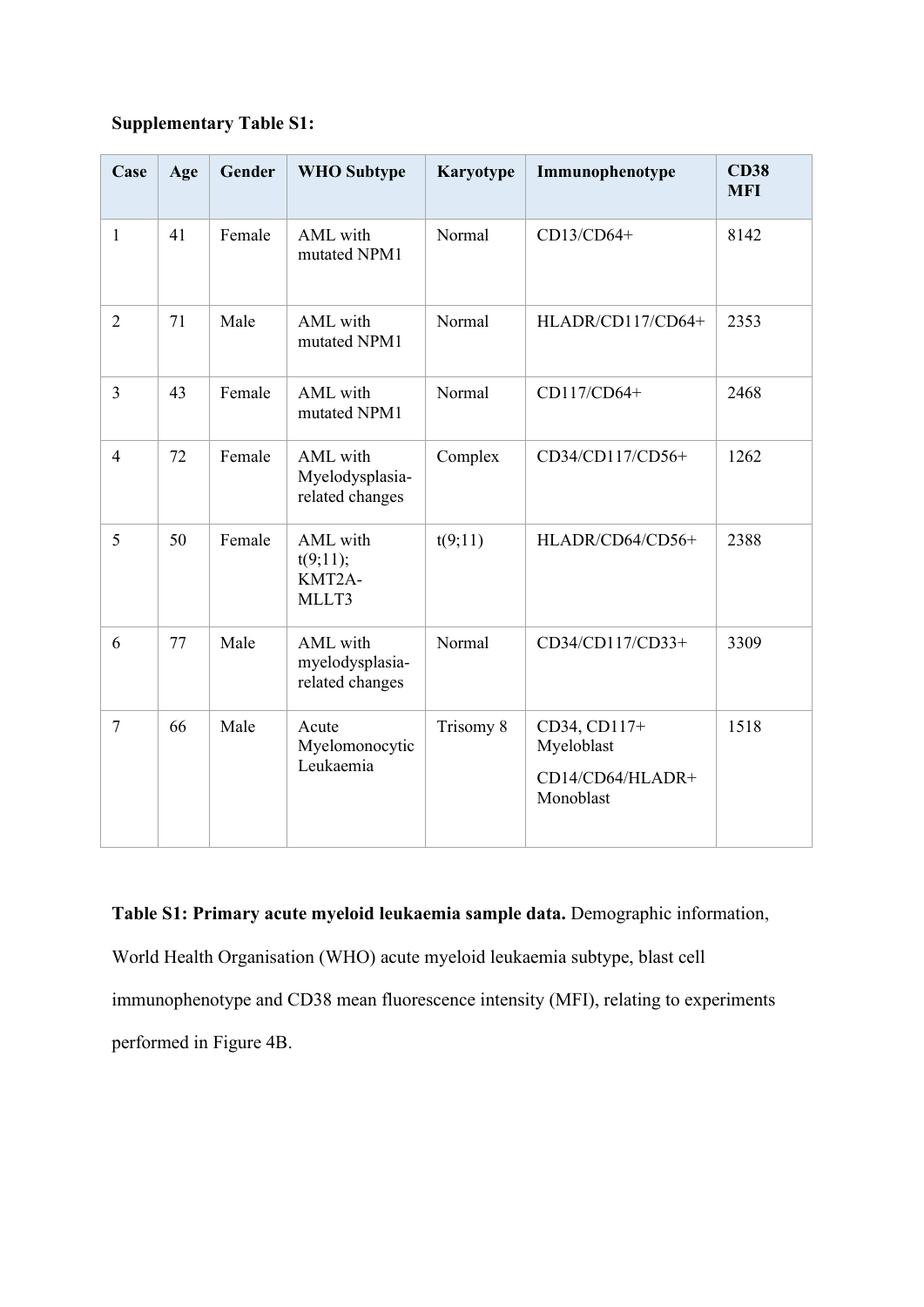**Supplementary Table S1:**

| Case | Age | Gender | WHO Subtype | Karyotype | Immunophenotype | CD38 MFI |
|---|---|---|---|---|---|---|
| 1 | 41 | Female | AML with mutated NPM1 | Normal | CD13/CD64+ | 8142 |
| 2 | 71 | Male | AML with mutated NPM1 | Normal | HLADR/CD117/CD64+ | 2353 |
| 3 | 43 | Female | AML with mutated NPM1 | Normal | CD117/CD64+ | 2468 |
| 4 | 72 | Female | AML with Myelodysplasia-related changes | Complex | CD34/CD117/CD56+ | 1262 |
| 5 | 50 | Female | AML with t(9;11); KMT2A-MLLT3 | t(9;11) | HLADR/CD64/CD56+ | 2388 |
| 6 | 77 | Male | AML with myelodysplasia-related changes | Normal | CD34/CD117/CD33+ | 3309 |
| 7 | 66 | Male | Acute Myelomonocytic Leukaemia | Trisomy 8 | CD34, CD117+ Myeloblast<br>CD14/CD64/HLADR+ Monoblast | 1518 |

**Table S1: Primary acute myeloid leukaemia sample data.** Demographic information, World Health Organisation (WHO) acute myeloid leukaemia subtype, blast cell immunophenotype and CD38 mean fluorescence intensity (MFI), relating to experiments performed in Figure 4B.